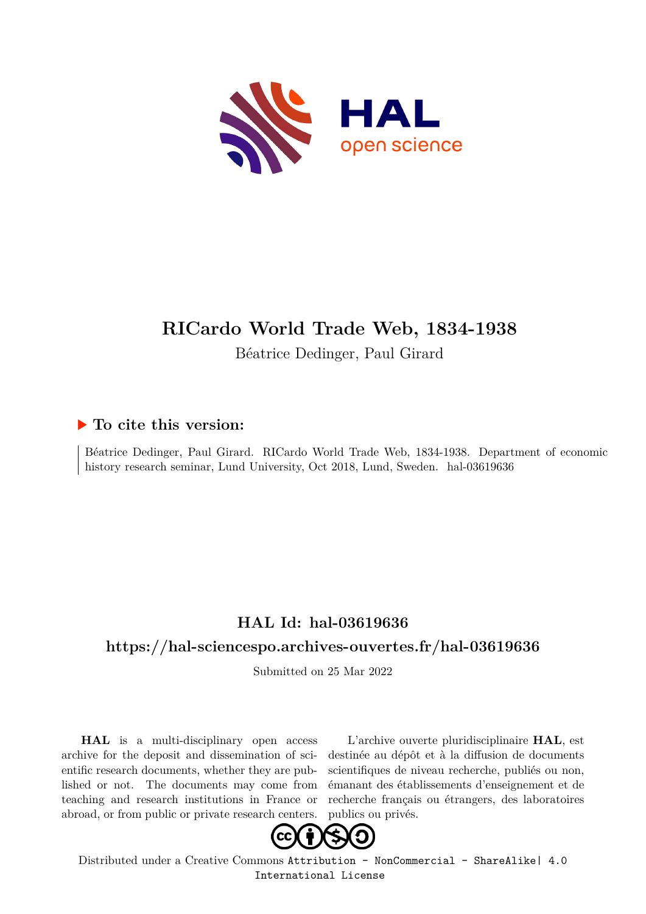# RICardo World Trade Web, 1834-1938

Béatrice Dedinger, Paul Girard

## ▶ To cite this version:

Béatrice Dedinger, Paul Girard. RICardo World Trade Web, 1834-1938. Department of economic history research seminar, Lund University, Oct 2018, Lund, Sweden. hal-03619636

## HAL Id: hal-03619636

## https://hal-sciencespo.archives-ouvertes.fr/hal-03619636

Submitted on 25 Mar 2022

**HAL** is a multi-disciplinary open access archive for the deposit and dissemination of scientific research documents, whether they are published or not. The documents may come from teaching and research institutions in France or abroad, or from public or private research centers.

L'archive ouverte pluridisciplinaire **HAL**, est destinée au dépôt et à la diffusion de documents scientifiques de niveau recherche, publiés ou non, émanant des établissements d'enseignement et de recherche français ou étrangers, des laboratoires publics ou privés.

Distributed under a Creative Commons Attribution - NonCommercial - ShareAlike| 4.0 International License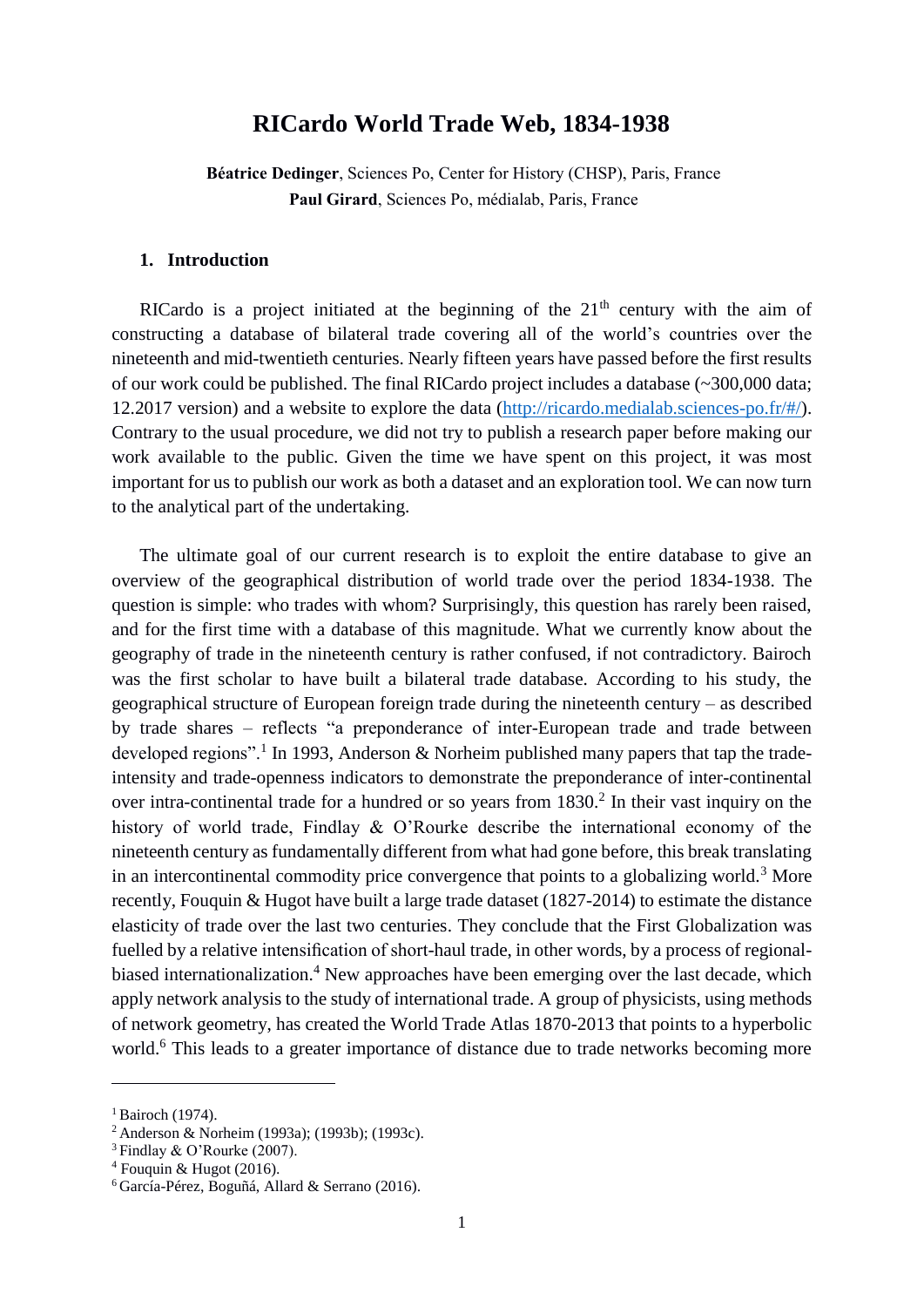# RICardo World Trade Web, 1834-1938

**Béatrice Dedinger**, Sciences Po, Center for History (CHSP), Paris, France
**Paul Girard**, Sciences Po, médialab, Paris, France

## 1. Introduction

RICardo is a project initiated at the beginning of the 21th century with the aim of constructing a database of bilateral trade covering all of the world's countries over the nineteenth and mid-twentieth centuries. Nearly fifteen years have passed before the first results of our work could be published. The final RICardo project includes a database (~300,000 data; 12.2017 version) and a website to explore the data (http://ricardo.medialab.sciences-po.fr/#/). Contrary to the usual procedure, we did not try to publish a research paper before making our work available to the public. Given the time we have spent on this project, it was most important for us to publish our work as both a dataset and an exploration tool. We can now turn to the analytical part of the undertaking.

The ultimate goal of our current research is to exploit the entire database to give an overview of the geographical distribution of world trade over the period 1834-1938. The question is simple: who trades with whom? Surprisingly, this question has rarely been raised, and for the first time with a database of this magnitude. What we currently know about the geography of trade in the nineteenth century is rather confused, if not contradictory. Bairoch was the first scholar to have built a bilateral trade database. According to his study, the geographical structure of European foreign trade during the nineteenth century – as described by trade shares – reflects "a preponderance of inter-European trade and trade between developed regions".[1] In 1993, Anderson & Norheim published many papers that tap the trade-intensity and trade-openness indicators to demonstrate the preponderance of inter-continental over intra-continental trade for a hundred or so years from 1830.[2] In their vast inquiry on the history of world trade, Findlay & O'Rourke describe the international economy of the nineteenth century as fundamentally different from what had gone before, this break translating in an intercontinental commodity price convergence that points to a globalizing world.[3] More recently, Fouquin & Hugot have built a large trade dataset (1827-2014) to estimate the distance elasticity of trade over the last two centuries. They conclude that the First Globalization was fuelled by a relative intensification of short-haul trade, in other words, by a process of regional-biased internationalization.[4] New approaches have been emerging over the last decade, which apply network analysis to the study of international trade. A group of physicists, using methods of network geometry, has created the World Trade Atlas 1870-2013 that points to a hyperbolic world.[6] This leads to a greater importance of distance due to trade networks becoming more

---

[1] Bairoch (1974).
[2] Anderson & Norheim (1993a); (1993b); (1993c).
[3] Findlay & O'Rourke (2007).
[4] Fouquin & Hugot (2016).
[6] García-Pérez, Boguñá, Allard & Serrano (2016).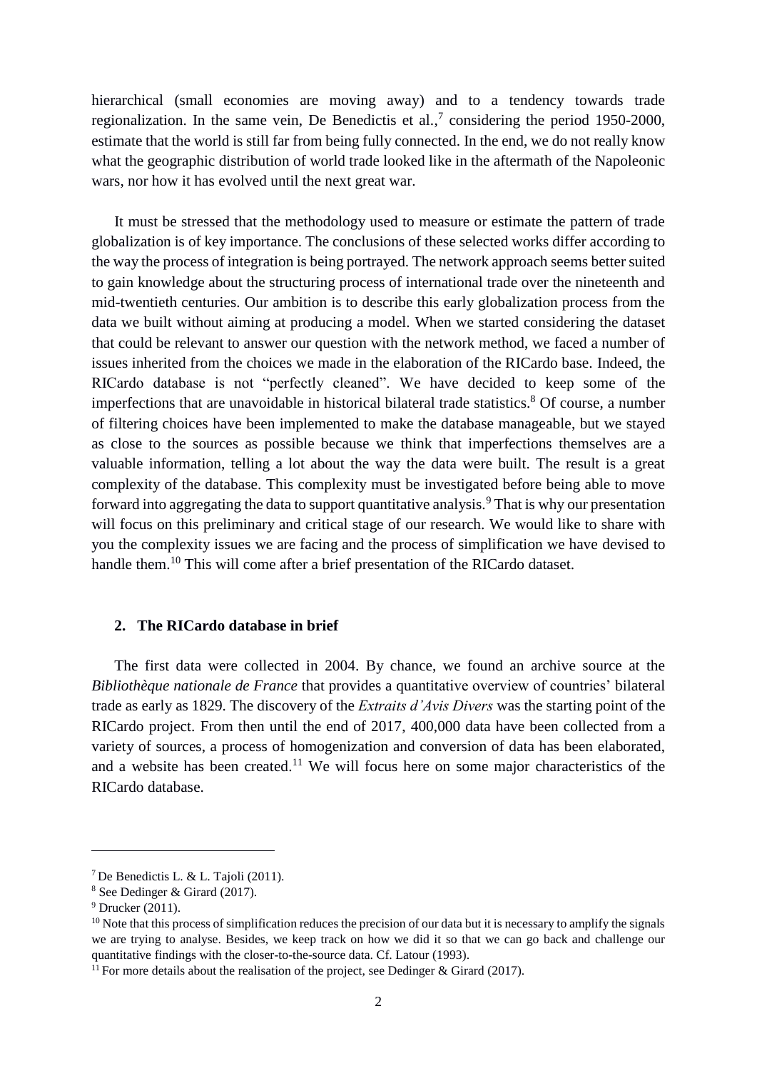hierarchical (small economies are moving away) and to a tendency towards trade regionalization. In the same vein, De Benedictis et al.,[7] considering the period 1950-2000, estimate that the world is still far from being fully connected. In the end, we do not really know what the geographic distribution of world trade looked like in the aftermath of the Napoleonic wars, nor how it has evolved until the next great war.

It must be stressed that the methodology used to measure or estimate the pattern of trade globalization is of key importance. The conclusions of these selected works differ according to the way the process of integration is being portrayed. The network approach seems better suited to gain knowledge about the structuring process of international trade over the nineteenth and mid-twentieth centuries. Our ambition is to describe this early globalization process from the data we built without aiming at producing a model. When we started considering the dataset that could be relevant to answer our question with the network method, we faced a number of issues inherited from the choices we made in the elaboration of the RICardo base. Indeed, the RICardo database is not "perfectly cleaned". We have decided to keep some of the imperfections that are unavoidable in historical bilateral trade statistics.[8] Of course, a number of filtering choices have been implemented to make the database manageable, but we stayed as close to the sources as possible because we think that imperfections themselves are a valuable information, telling a lot about the way the data were built. The result is a great complexity of the database. This complexity must be investigated before being able to move forward into aggregating the data to support quantitative analysis.[9] That is why our presentation will focus on this preliminary and critical stage of our research. We would like to share with you the complexity issues we are facing and the process of simplification we have devised to handle them.[10] This will come after a brief presentation of the RICardo dataset.

## 2. The RICardo database in brief

The first data were collected in 2004. By chance, we found an archive source at the *Bibliothèque nationale de France* that provides a quantitative overview of countries' bilateral trade as early as 1829. The discovery of the *Extraits d'Avis Divers* was the starting point of the RICardo project. From then until the end of 2017, 400,000 data have been collected from a variety of sources, a process of homogenization and conversion of data has been elaborated, and a website has been created.[11] We will focus here on some major characteristics of the RICardo database.

---

[7] De Benedictis L. & L. Tajoli (2011).

[8] See Dedinger & Girard (2017).

[9] Drucker (2011).

[10] Note that this process of simplification reduces the precision of our data but it is necessary to amplify the signals we are trying to analyse. Besides, we keep track on how we did it so that we can go back and challenge our quantitative findings with the closer-to-the-source data. Cf. Latour (1993).

[11] For more details about the realisation of the project, see Dedinger & Girard (2017).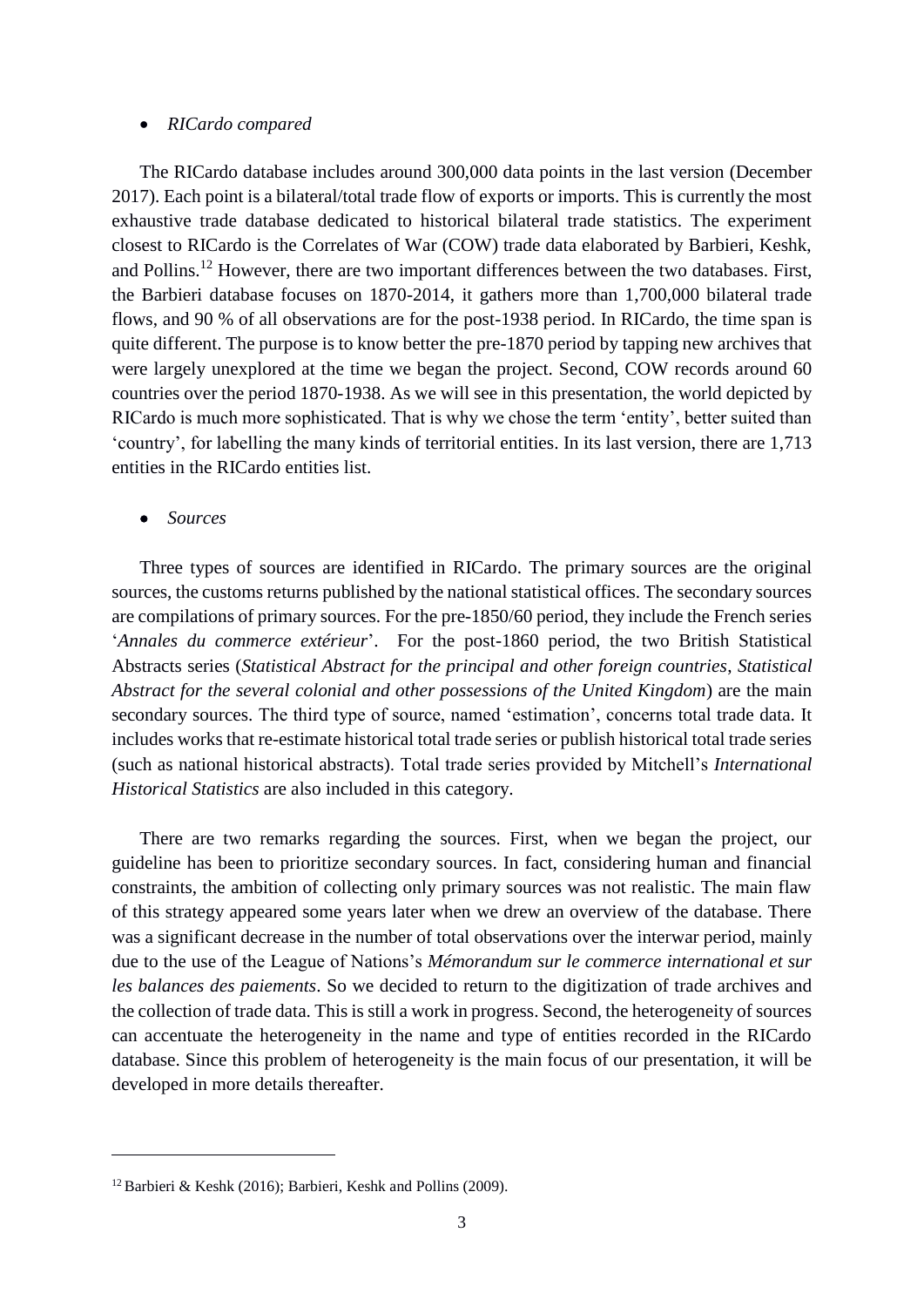- *RICardo compared*

The RICardo database includes around 300,000 data points in the last version (December 2017). Each point is a bilateral/total trade flow of exports or imports. This is currently the most exhaustive trade database dedicated to historical bilateral trade statistics. The experiment closest to RICardo is the Correlates of War (COW) trade data elaborated by Barbieri, Keshk, and Pollins.[12] However, there are two important differences between the two databases. First, the Barbieri database focuses on 1870-2014, it gathers more than 1,700,000 bilateral trade flows, and 90 % of all observations are for the post-1938 period. In RICardo, the time span is quite different. The purpose is to know better the pre-1870 period by tapping new archives that were largely unexplored at the time we began the project. Second, COW records around 60 countries over the period 1870-1938. As we will see in this presentation, the world depicted by RICardo is much more sophisticated. That is why we chose the term 'entity', better suited than 'country', for labelling the many kinds of territorial entities. In its last version, there are 1,713 entities in the RICardo entities list.

- *Sources*

Three types of sources are identified in RICardo. The primary sources are the original sources, the customs returns published by the national statistical offices. The secondary sources are compilations of primary sources. For the pre-1850/60 period, they include the French series '*Annales du commerce extérieur*'. For the post-1860 period, the two British Statistical Abstracts series (*Statistical Abstract for the principal and other foreign countries*, *Statistical Abstract for the several colonial and other possessions of the United Kingdom*) are the main secondary sources. The third type of source, named 'estimation', concerns total trade data. It includes works that re-estimate historical total trade series or publish historical total trade series (such as national historical abstracts). Total trade series provided by Mitchell's *International Historical Statistics* are also included in this category.

There are two remarks regarding the sources. First, when we began the project, our guideline has been to prioritize secondary sources. In fact, considering human and financial constraints, the ambition of collecting only primary sources was not realistic. The main flaw of this strategy appeared some years later when we drew an overview of the database. There was a significant decrease in the number of total observations over the interwar period, mainly due to the use of the League of Nations's *Mémorandum sur le commerce international et sur les balances des paiements*. So we decided to return to the digitization of trade archives and the collection of trade data. This is still a work in progress. Second, the heterogeneity of sources can accentuate the heterogeneity in the name and type of entities recorded in the RICardo database. Since this problem of heterogeneity is the main focus of our presentation, it will be developed in more details thereafter.

---

[12] Barbieri & Keshk (2016); Barbieri, Keshk and Pollins (2009).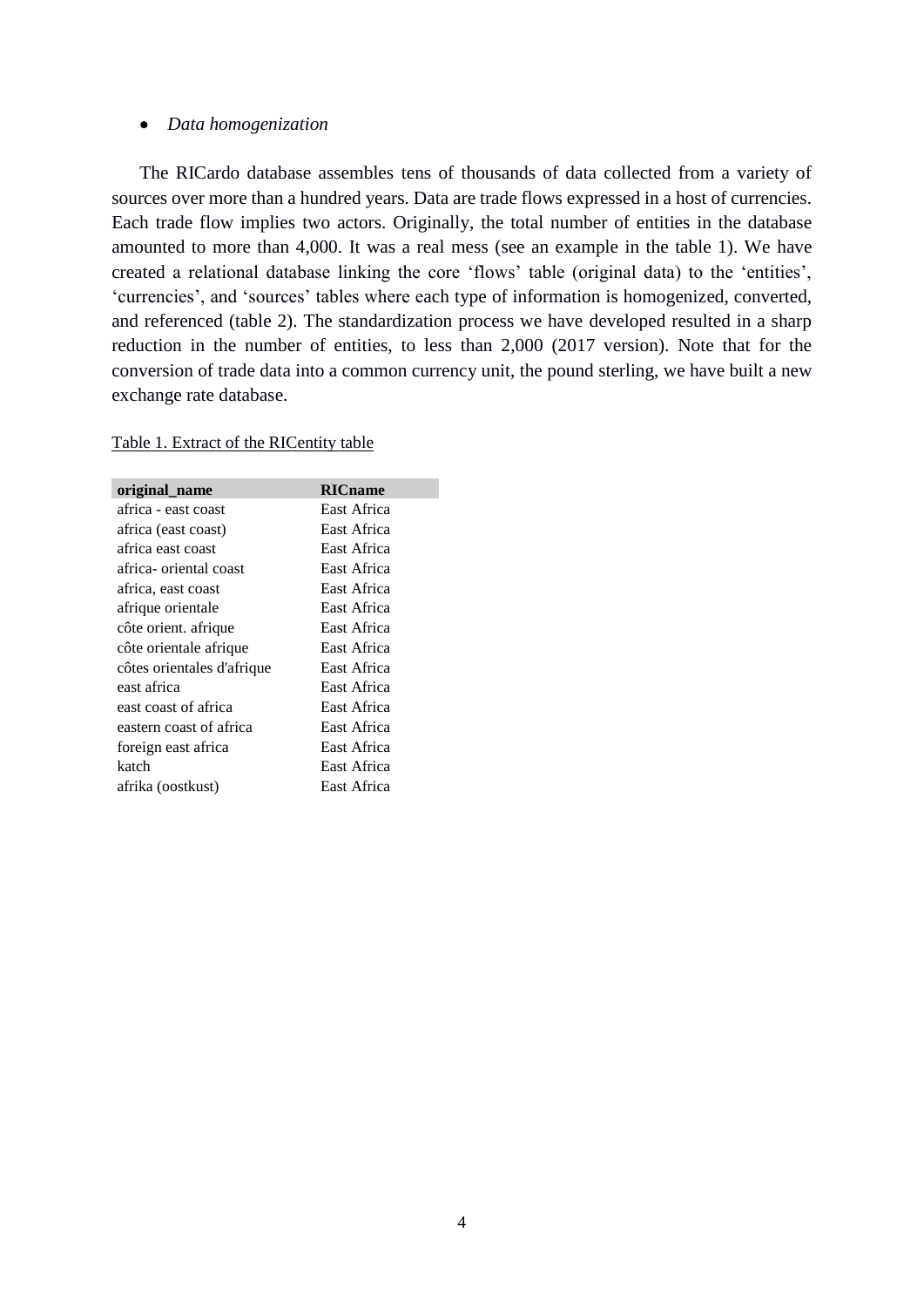- *Data homogenization*

The RICardo database assembles tens of thousands of data collected from a variety of sources over more than a hundred years. Data are trade flows expressed in a host of currencies. Each trade flow implies two actors. Originally, the total number of entities in the database amounted to more than 4,000. It was a real mess (see an example in the table 1). We have created a relational database linking the core 'flows' table (original data) to the 'entities', 'currencies', and 'sources' tables where each type of information is homogenized, converted, and referenced (table 2). The standardization process we have developed resulted in a sharp reduction in the number of entities, to less than 2,000 (2017 version). Note that for the conversion of trade data into a common currency unit, the pound sterling, we have built a new exchange rate database.

Table 1. Extract of the RICentity table

| original_name | RICname |
|---|---|
| africa - east coast | East Africa |
| africa (east coast) | East Africa |
| africa east coast | East Africa |
| africa- oriental coast | East Africa |
| africa, east coast | East Africa |
| afrique orientale | East Africa |
| côte orient. afrique | East Africa |
| côte orientale afrique | East Africa |
| côtes orientales d'afrique | East Africa |
| east africa | East Africa |
| east coast of africa | East Africa |
| eastern coast of africa | East Africa |
| foreign east africa | East Africa |
| katch | East Africa |
| afrika (oostkust) | East Africa |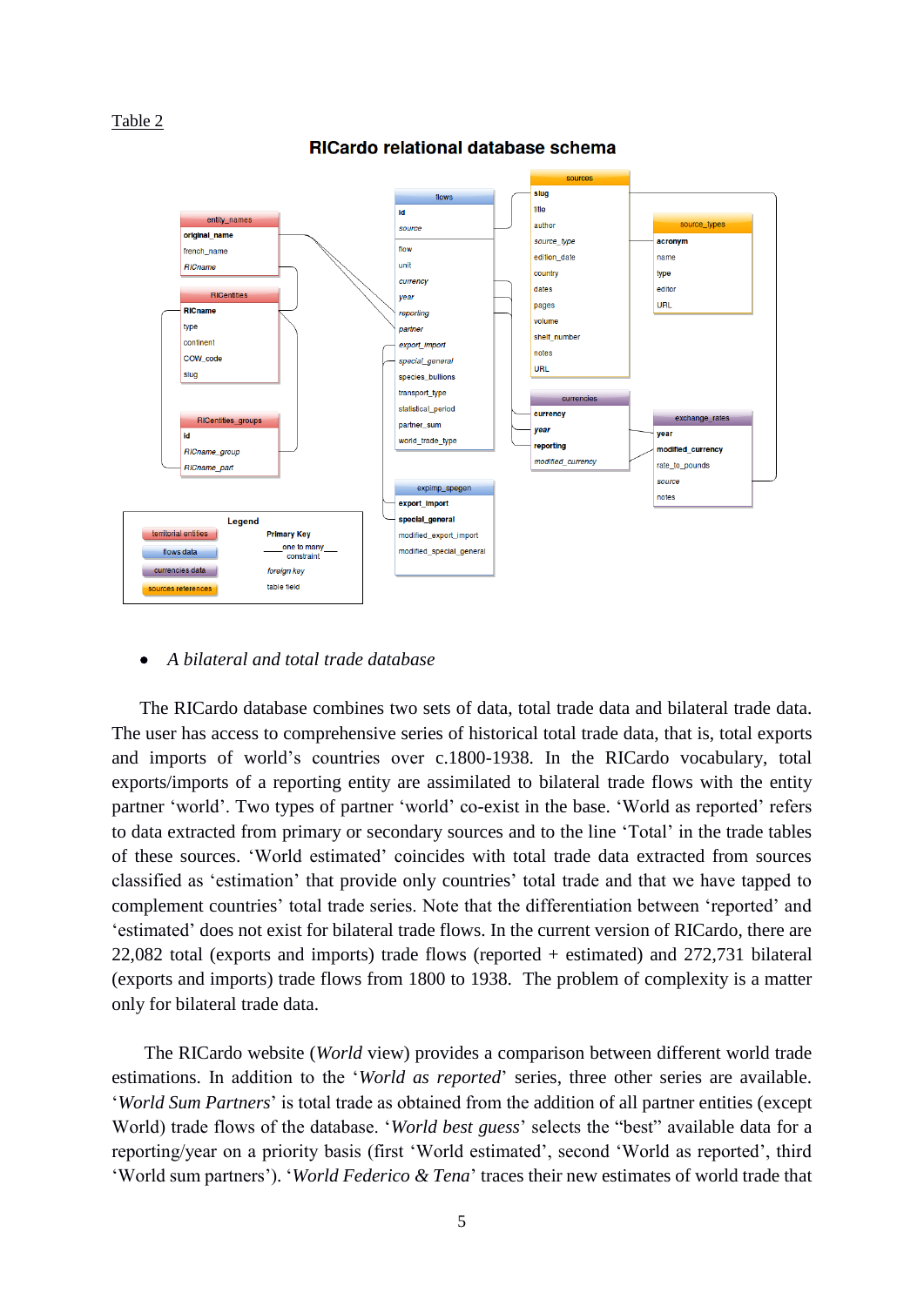Table 2

**RICardo relational database schema**

- *A bilateral and total trade database*

The RICardo database combines two sets of data, total trade data and bilateral trade data. The user has access to comprehensive series of historical total trade data, that is, total exports and imports of world's countries over c.1800-1938. In the RICardo vocabulary, total exports/imports of a reporting entity are assimilated to bilateral trade flows with the entity partner 'world'. Two types of partner 'world' co-exist in the base. 'World as reported' refers to data extracted from primary or secondary sources and to the line 'Total' in the trade tables of these sources. 'World estimated' coincides with total trade data extracted from sources classified as 'estimation' that provide only countries' total trade and that we have tapped to complement countries' total trade series. Note that the differentiation between 'reported' and 'estimated' does not exist for bilateral trade flows. In the current version of RICardo, there are 22,082 total (exports and imports) trade flows (reported + estimated) and 272,731 bilateral (exports and imports) trade flows from 1800 to 1938. The problem of complexity is a matter only for bilateral trade data.

The RICardo website (*World* view) provides a comparison between different world trade estimations. In addition to the '*World as reported*' series, three other series are available. '*World Sum Partners*' is total trade as obtained from the addition of all partner entities (except World) trade flows of the database. '*World best guess*' selects the "best" available data for a reporting/year on a priority basis (first 'World estimated', second 'World as reported', third 'World sum partners'). '*World Federico & Tena*' traces their new estimates of world trade that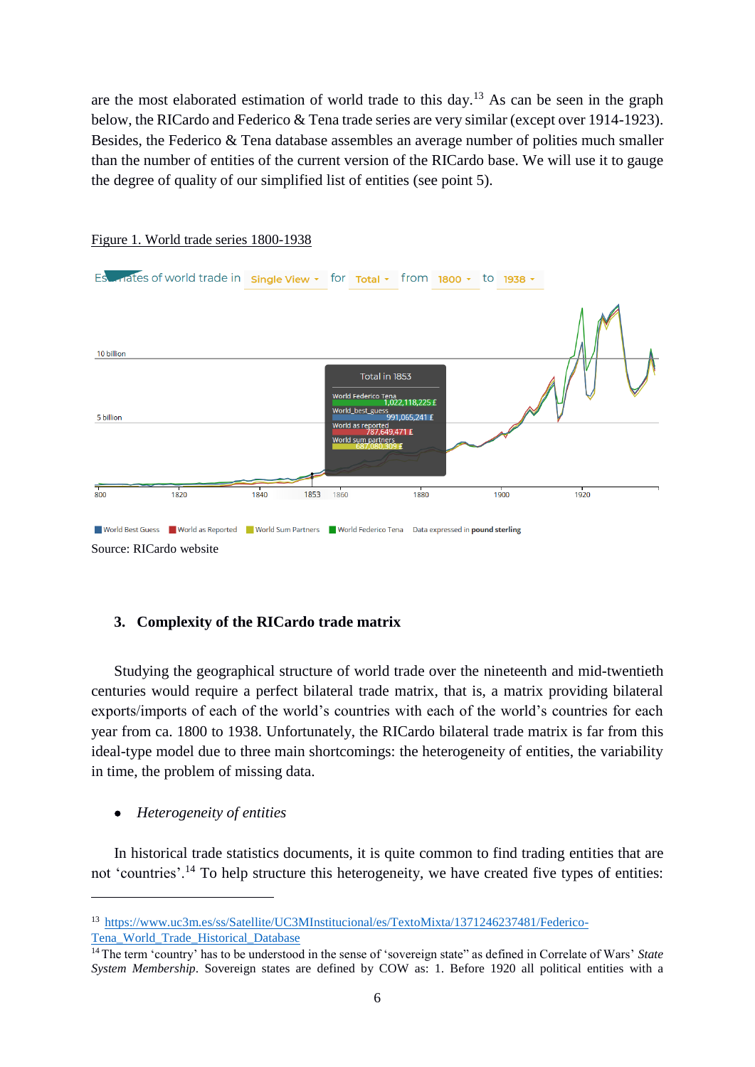are the most elaborated estimation of world trade to this day.[13] As can be seen in the graph below, the RICardo and Federico & Tena trade series are very similar (except over 1914-1923). Besides, the Federico & Tena database assembles an average number of polities much smaller than the number of entities of the current version of the RICardo base. We will use it to gauge the degree of quality of our simplified list of entities (see point 5).

Figure 1. World trade series 1800-1938

Source: RICardo website

### 3. Complexity of the RICardo trade matrix

Studying the geographical structure of world trade over the nineteenth and mid-twentieth centuries would require a perfect bilateral trade matrix, that is, a matrix providing bilateral exports/imports of each of the world's countries with each of the world's countries for each year from ca. 1800 to 1938. Unfortunately, the RICardo bilateral trade matrix is far from this ideal-type model due to three main shortcomings: the heterogeneity of entities, the variability in time, the problem of missing data.

- *Heterogeneity of entities*

In historical trade statistics documents, it is quite common to find trading entities that are not 'countries'.[14] To help structure this heterogeneity, we have created five types of entities:

---

[13] https://www.uc3m.es/ss/Satellite/UC3MInstitucional/es/TextoMixta/1371246237481/Federico-Tena_World_Trade_Historical_Database

[14] The term 'country' has to be understood in the sense of 'sovereign state" as defined in Correlate of Wars' *State System Membership*. Sovereign states are defined by COW as: 1. Before 1920 all political entities with a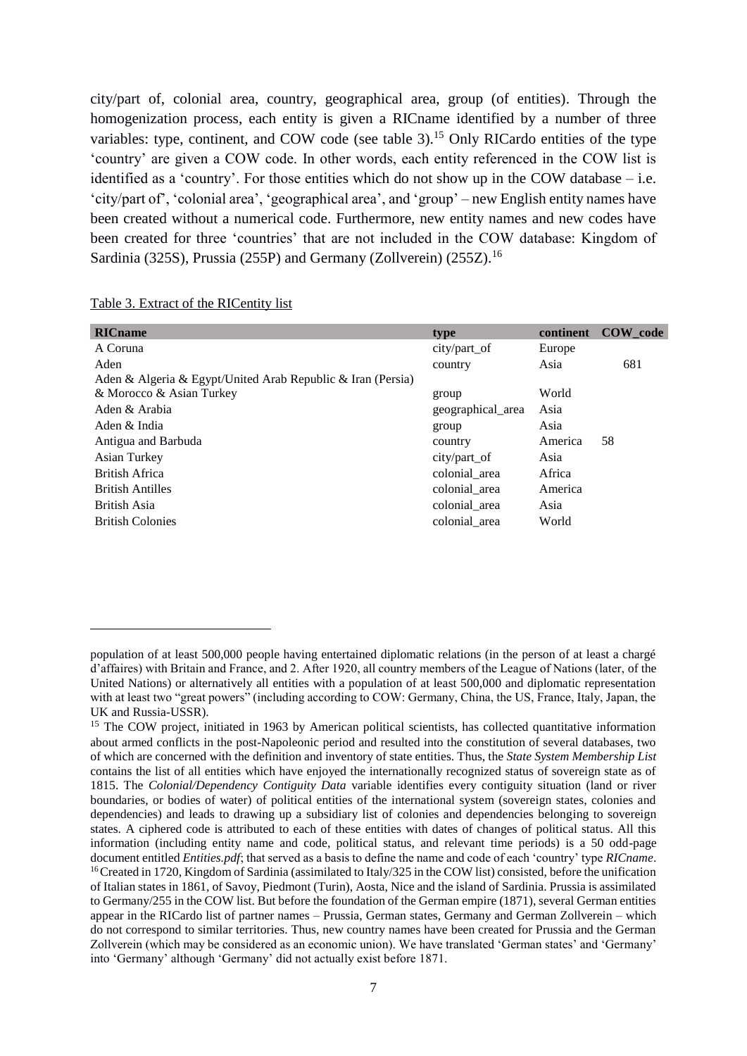city/part of, colonial area, country, geographical area, group (of entities). Through the homogenization process, each entity is given a RICname identified by a number of three variables: type, continent, and COW code (see table 3).[15] Only RICardo entities of the type 'country' are given a COW code. In other words, each entity referenced in the COW list is identified as a 'country'. For those entities which do not show up in the COW database – i.e. 'city/part of', 'colonial area', 'geographical area', and 'group' – new English entity names have been created without a numerical code. Furthermore, new entity names and new codes have been created for three 'countries' that are not included in the COW database: Kingdom of Sardinia (325S), Prussia (255P) and Germany (Zollverein) (255Z).[16]

Table 3. Extract of the RICentity list

| RICname | type | continent | COW_code |
|---|---|---|---|
| A Coruna | city/part_of | Europe | |
| Aden | country | Asia | 681 |
| Aden & Algeria & Egypt/United Arab Republic & Iran (Persia) & Morocco & Asian Turkey | group | World | |
| Aden & Arabia | geographical_area | Asia | |
| Aden & India | group | Asia | |
| Antigua and Barbuda | country | America | 58 |
| Asian Turkey | city/part_of | Asia | |
| British Africa | colonial_area | Africa | |
| British Antilles | colonial_area | America | |
| British Asia | colonial_area | Asia | |
| British Colonies | colonial_area | World | |

---

population of at least 500,000 people having entertained diplomatic relations (in the person of at least a chargé d'affaires) with Britain and France, and 2. After 1920, all country members of the League of Nations (later, of the United Nations) or alternatively all entities with a population of at least 500,000 and diplomatic representation with at least two "great powers" (including according to COW: Germany, China, the US, France, Italy, Japan, the UK and Russia-USSR).

[15] The COW project, initiated in 1963 by American political scientists, has collected quantitative information about armed conflicts in the post-Napoleonic period and resulted into the constitution of several databases, two of which are concerned with the definition and inventory of state entities. Thus, the *State System Membership List* contains the list of all entities which have enjoyed the internationally recognized status of sovereign state as of 1815. The *Colonial/Dependency Contiguity Data* variable identifies every contiguity situation (land or river boundaries, or bodies of water) of political entities of the international system (sovereign states, colonies and dependencies) and leads to drawing up a subsidiary list of colonies and dependencies belonging to sovereign states. A ciphered code is attributed to each of these entities with dates of changes of political status. All this information (including entity name and code, political status, and relevant time periods) is a 50 odd-page document entitled *Entities.pdf*; that served as a basis to define the name and code of each 'country' type *RICname*.

[16] Created in 1720, Kingdom of Sardinia (assimilated to Italy/325 in the COW list) consisted, before the unification of Italian states in 1861, of Savoy, Piedmont (Turin), Aosta, Nice and the island of Sardinia. Prussia is assimilated to Germany/255 in the COW list. But before the foundation of the German empire (1871), several German entities appear in the RICardo list of partner names – Prussia, German states, Germany and German Zollverein – which do not correspond to similar territories. Thus, new country names have been created for Prussia and the German Zollverein (which may be considered as an economic union). We have translated 'German states' and 'Germany' into 'Germany' although 'Germany' did not actually exist before 1871.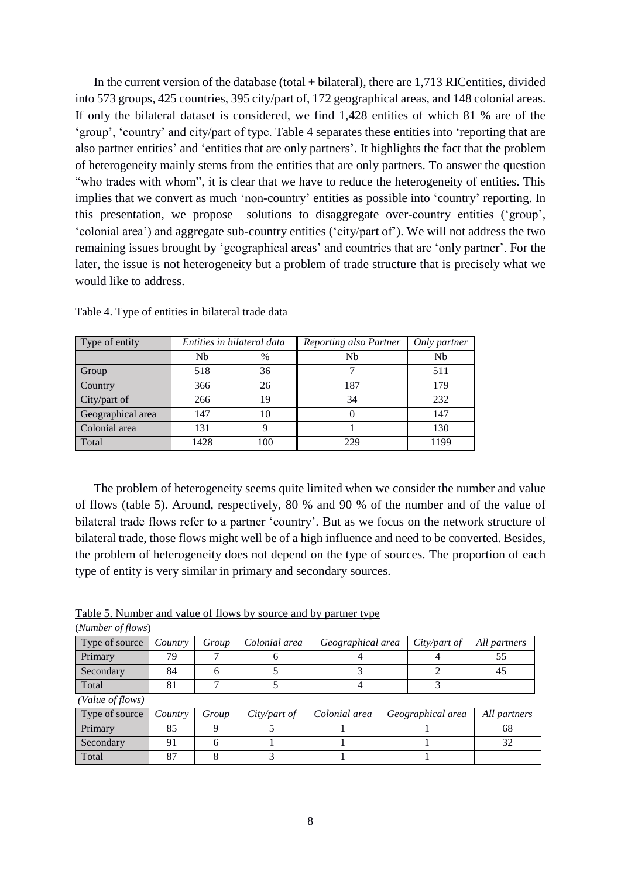In the current version of the database (total + bilateral), there are 1,713 RICentities, divided into 573 groups, 425 countries, 395 city/part of, 172 geographical areas, and 148 colonial areas. If only the bilateral dataset is considered, we find 1,428 entities of which 81 % are of the 'group', 'country' and city/part of type. Table 4 separates these entities into 'reporting that are also partner entities' and 'entities that are only partners'. It highlights the fact that the problem of heterogeneity mainly stems from the entities that are only partners. To answer the question "who trades with whom", it is clear that we have to reduce the heterogeneity of entities. This implies that we convert as much 'non-country' entities as possible into 'country' reporting. In this presentation, we propose solutions to disaggregate over-country entities ('group', 'colonial area') and aggregate sub-country entities ('city/part of'). We will not address the two remaining issues brought by 'geographical areas' and countries that are 'only partner'. For the later, the issue is not heterogeneity but a problem of trade structure that is precisely what we would like to address.

Table 4. Type of entities in bilateral trade data

| Type of entity | *Entities in bilateral data* | | *Reporting also Partner* | *Only partner* |
|---|---|---|---|---|
| | Nb | % | Nb | Nb |
| Group | 518 | 36 | 7 | 511 |
| Country | 366 | 26 | 187 | 179 |
| City/part of | 266 | 19 | 34 | 232 |
| Geographical area | 147 | 10 | 0 | 147 |
| Colonial area | 131 | 9 | 1 | 130 |
| Total | 1428 | 100 | 229 | 1199 |

The problem of heterogeneity seems quite limited when we consider the number and value of flows (table 5). Around, respectively, 80 % and 90 % of the number and of the value of bilateral trade flows refer to a partner 'country'. But as we focus on the network structure of bilateral trade, those flows might well be of a high influence and need to be converted. Besides, the problem of heterogeneity does not depend on the type of sources. The proportion of each type of entity is very similar in primary and secondary sources.

Table 5. Number and value of flows by source and by partner type

(*Number of flows*)

| Type of source | *Country* | *Group* | *Colonial area* | *Geographical area* | *City/part of* | *All partners* |
|---|---|---|---|---|---|---|
| Primary | 79 | 7 | 6 | 4 | 4 | 55 |
| Secondary | 84 | 6 | 5 | 3 | 2 | 45 |
| Total | 81 | 7 | 5 | 4 | 3 | |

*(Value of flows)*

| Type of source | *Country* | *Group* | *City/part of* | *Colonial area* | *Geographical area* | *All partners* |
|---|---|---|---|---|---|---|
| Primary | 85 | 9 | 5 | 1 | 1 | 68 |
| Secondary | 91 | 6 | 1 | 1 | 1 | 32 |
| Total | 87 | 8 | 3 | 1 | 1 | |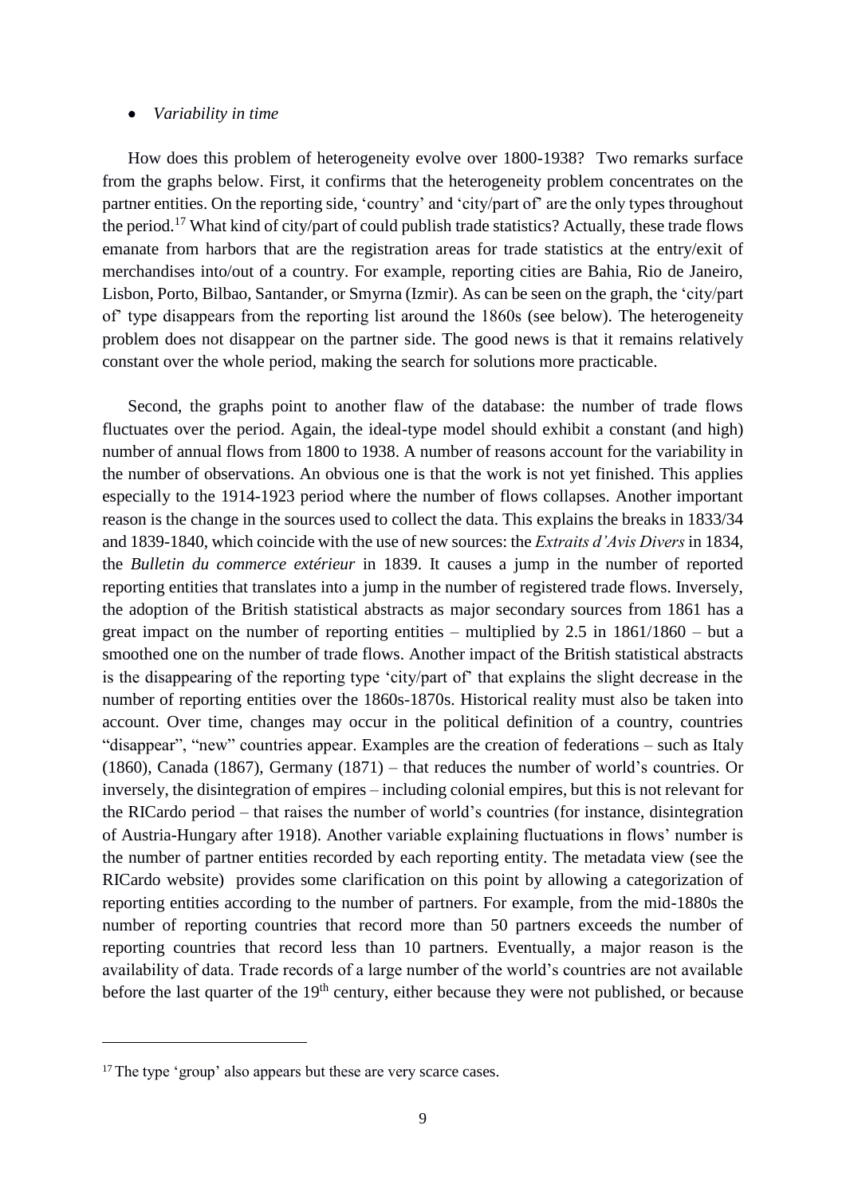- *Variability in time*

How does this problem of heterogeneity evolve over 1800-1938? Two remarks surface from the graphs below. First, it confirms that the heterogeneity problem concentrates on the partner entities. On the reporting side, 'country' and 'city/part of' are the only types throughout the period.[17] What kind of city/part of could publish trade statistics? Actually, these trade flows emanate from harbors that are the registration areas for trade statistics at the entry/exit of merchandises into/out of a country. For example, reporting cities are Bahia, Rio de Janeiro, Lisbon, Porto, Bilbao, Santander, or Smyrna (Izmir). As can be seen on the graph, the 'city/part of' type disappears from the reporting list around the 1860s (see below). The heterogeneity problem does not disappear on the partner side. The good news is that it remains relatively constant over the whole period, making the search for solutions more practicable.

Second, the graphs point to another flaw of the database: the number of trade flows fluctuates over the period. Again, the ideal-type model should exhibit a constant (and high) number of annual flows from 1800 to 1938. A number of reasons account for the variability in the number of observations. An obvious one is that the work is not yet finished. This applies especially to the 1914-1923 period where the number of flows collapses. Another important reason is the change in the sources used to collect the data. This explains the breaks in 1833/34 and 1839-1840, which coincide with the use of new sources: the *Extraits d'Avis Divers* in 1834, the *Bulletin du commerce extérieur* in 1839. It causes a jump in the number of reported reporting entities that translates into a jump in the number of registered trade flows. Inversely, the adoption of the British statistical abstracts as major secondary sources from 1861 has a great impact on the number of reporting entities – multiplied by 2.5 in 1861/1860 – but a smoothed one on the number of trade flows. Another impact of the British statistical abstracts is the disappearing of the reporting type 'city/part of' that explains the slight decrease in the number of reporting entities over the 1860s-1870s. Historical reality must also be taken into account. Over time, changes may occur in the political definition of a country, countries "disappear", "new" countries appear. Examples are the creation of federations – such as Italy (1860), Canada (1867), Germany (1871) – that reduces the number of world's countries. Or inversely, the disintegration of empires – including colonial empires, but this is not relevant for the RICardo period – that raises the number of world's countries (for instance, disintegration of Austria-Hungary after 1918). Another variable explaining fluctuations in flows' number is the number of partner entities recorded by each reporting entity. The metadata view (see the RICardo website) provides some clarification on this point by allowing a categorization of reporting entities according to the number of partners. For example, from the mid-1880s the number of reporting countries that record more than 50 partners exceeds the number of reporting countries that record less than 10 partners. Eventually, a major reason is the availability of data. Trade records of a large number of the world's countries are not available before the last quarter of the 19th century, either because they were not published, or because

[17] The type 'group' also appears but these are very scarce cases.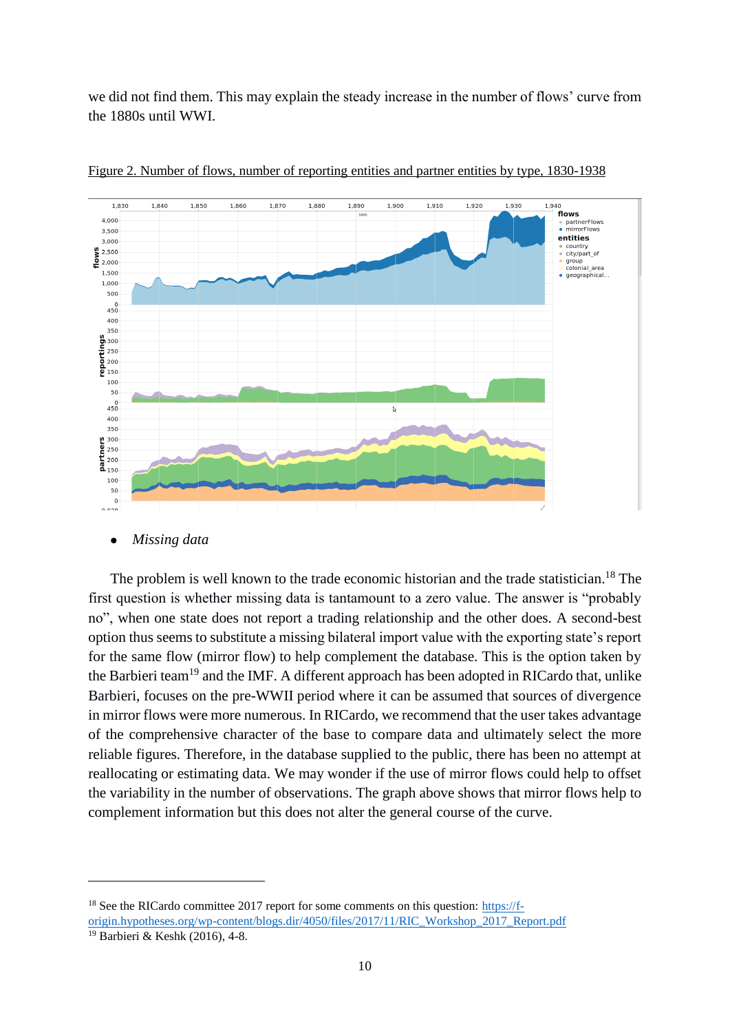we did not find them. This may explain the steady increase in the number of flows' curve from the 1880s until WWI.

Figure 2. Number of flows, number of reporting entities and partner entities by type, 1830-1938

- *Missing data*

The problem is well known to the trade economic historian and the trade statistician.[18] The first question is whether missing data is tantamount to a zero value. The answer is "probably no", when one state does not report a trading relationship and the other does. A second-best option thus seems to substitute a missing bilateral import value with the exporting state's report for the same flow (mirror flow) to help complement the database. This is the option taken by the Barbieri team[19] and the IMF. A different approach has been adopted in RICardo that, unlike Barbieri, focuses on the pre-WWII period where it can be assumed that sources of divergence in mirror flows were more numerous. In RICardo, we recommend that the user takes advantage of the comprehensive character of the base to compare data and ultimately select the more reliable figures. Therefore, in the database supplied to the public, there has been no attempt at reallocating or estimating data. We may wonder if the use of mirror flows could help to offset the variability in the number of observations. The graph above shows that mirror flows help to complement information but this does not alter the general course of the curve.

[18] See the RICardo committee 2017 report for some comments on this question: https://f-origin.hypotheses.org/wp-content/blogs.dir/4050/files/2017/11/RIC_Workshop_2017_Report.pdf

[19] Barbieri & Keshk (2016), 4-8.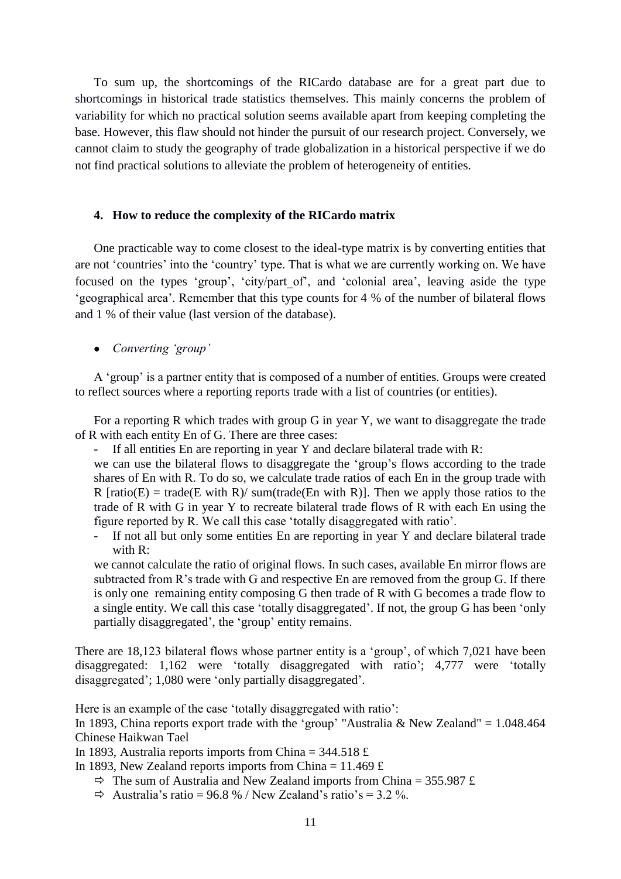To sum up, the shortcomings of the RICardo database are for a great part due to shortcomings in historical trade statistics themselves. This mainly concerns the problem of variability for which no practical solution seems available apart from keeping completing the base. However, this flaw should not hinder the pursuit of our research project. Conversely, we cannot claim to study the geography of trade globalization in a historical perspective if we do not find practical solutions to alleviate the problem of heterogeneity of entities.

## 4. How to reduce the complexity of the RICardo matrix

One practicable way to come closest to the ideal-type matrix is by converting entities that are not 'countries' into the 'country' type. That is what we are currently working on. We have focused on the types 'group', 'city/part_of', and 'colonial area', leaving aside the type 'geographical area'. Remember that this type counts for 4 % of the number of bilateral flows and 1 % of their value (last version of the database).

- *Converting 'group'*

A 'group' is a partner entity that is composed of a number of entities. Groups were created to reflect sources where a reporting reports trade with a list of countries (or entities).

For a reporting R which trades with group G in year Y, we want to disaggregate the trade of R with each entity En of G. There are three cases:

- If all entities En are reporting in year Y and declare bilateral trade with R:

  we can use the bilateral flows to disaggregate the 'group's flows according to the trade shares of En with R. To do so, we calculate trade ratios of each En in the group trade with R [ratio(E) = trade(E with R)/ sum(trade(En with R)]. Then we apply those ratios to the trade of R with G in year Y to recreate bilateral trade flows of R with each En using the figure reported by R. We call this case 'totally disaggregated with ratio'.

- If not all but only some entities En are reporting in year Y and declare bilateral trade with R:

  we cannot calculate the ratio of original flows. In such cases, available En mirror flows are subtracted from R's trade with G and respective En are removed from the group G. If there is only one remaining entity composing G then trade of R with G becomes a trade flow to a single entity. We call this case 'totally disaggregated'. If not, the group G has been 'only partially disaggregated', the 'group' entity remains.

There are 18,123 bilateral flows whose partner entity is a 'group', of which 7,021 have been disaggregated: 1,162 were 'totally disaggregated with ratio'; 4,777 were 'totally disaggregated'; 1,080 were 'only partially disaggregated'.

Here is an example of the case 'totally disaggregated with ratio':

In 1893, China reports export trade with the 'group' "Australia & New Zealand" = 1.048.464 Chinese Haikwan Tael

In 1893, Australia reports imports from China = 344.518 £

In 1893, New Zealand reports imports from China = 11.469 £

- ⇨ The sum of Australia and New Zealand imports from China = 355.987 £
- ⇨ Australia's ratio = 96.8 % / New Zealand's ratio's = 3.2 %.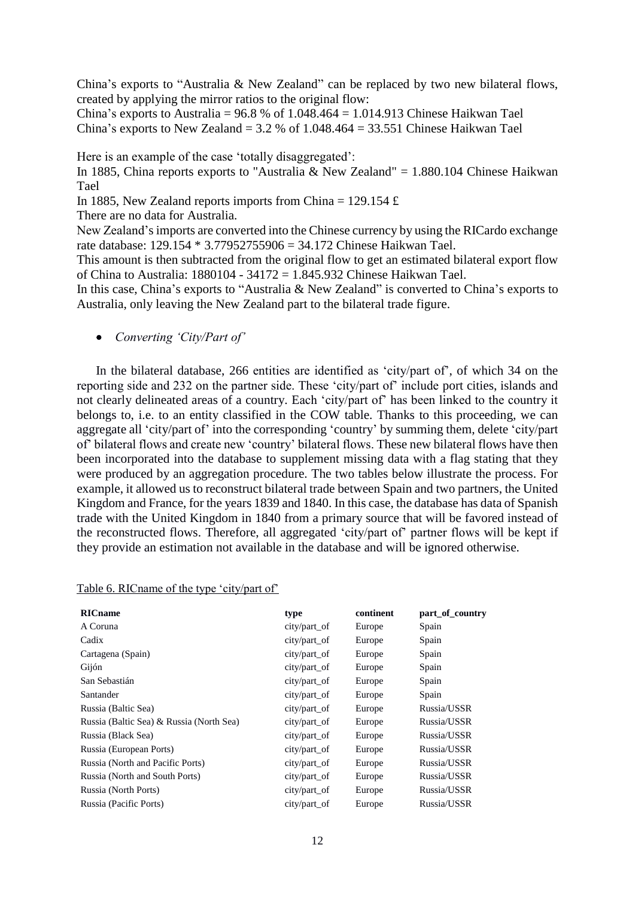China's exports to "Australia & New Zealand" can be replaced by two new bilateral flows, created by applying the mirror ratios to the original flow:

China's exports to Australia = 96.8 % of 1.048.464 = 1.014.913 Chinese Haikwan Tael
China's exports to New Zealand = 3.2 % of 1.048.464 = 33.551 Chinese Haikwan Tael

Here is an example of the case 'totally disaggregated':

In 1885, China reports exports to "Australia & New Zealand" = 1.880.104 Chinese Haikwan Tael

In 1885, New Zealand reports imports from China = 129.154 £

There are no data for Australia.

New Zealand's imports are converted into the Chinese currency by using the RICardo exchange rate database: 129.154 * 3.77952755906 = 34.172 Chinese Haikwan Tael.

This amount is then subtracted from the original flow to get an estimated bilateral export flow of China to Australia: 1880104 - 34172 = 1.845.932 Chinese Haikwan Tael.

In this case, China's exports to "Australia & New Zealand" is converted to China's exports to Australia, only leaving the New Zealand part to the bilateral trade figure.

- *Converting 'City/Part of'*

In the bilateral database, 266 entities are identified as 'city/part of', of which 34 on the reporting side and 232 on the partner side. These 'city/part of' include port cities, islands and not clearly delineated areas of a country. Each 'city/part of' has been linked to the country it belongs to, i.e. to an entity classified in the COW table. Thanks to this proceeding, we can aggregate all 'city/part of' into the corresponding 'country' by summing them, delete 'city/part of' bilateral flows and create new 'country' bilateral flows. These new bilateral flows have then been incorporated into the database to supplement missing data with a flag stating that they were produced by an aggregation procedure. The two tables below illustrate the process. For example, it allowed us to reconstruct bilateral trade between Spain and two partners, the United Kingdom and France, for the years 1839 and 1840. In this case, the database has data of Spanish trade with the United Kingdom in 1840 from a primary source that will be favored instead of the reconstructed flows. Therefore, all aggregated 'city/part of' partner flows will be kept if they provide an estimation not available in the database and will be ignored otherwise.

Table 6. RICname of the type 'city/part of'

| RICname | type | continent | part_of_country |
|---|---|---|---|
| A Coruna | city/part_of | Europe | Spain |
| Cadix | city/part_of | Europe | Spain |
| Cartagena (Spain) | city/part_of | Europe | Spain |
| Gijón | city/part_of | Europe | Spain |
| San Sebastián | city/part_of | Europe | Spain |
| Santander | city/part_of | Europe | Spain |
| Russia (Baltic Sea) | city/part_of | Europe | Russia/USSR |
| Russia (Baltic Sea) & Russia (North Sea) | city/part_of | Europe | Russia/USSR |
| Russia (Black Sea) | city/part_of | Europe | Russia/USSR |
| Russia (European Ports) | city/part_of | Europe | Russia/USSR |
| Russia (North and Pacific Ports) | city/part_of | Europe | Russia/USSR |
| Russia (North and South Ports) | city/part_of | Europe | Russia/USSR |
| Russia (North Ports) | city/part_of | Europe | Russia/USSR |
| Russia (Pacific Ports) | city/part_of | Europe | Russia/USSR |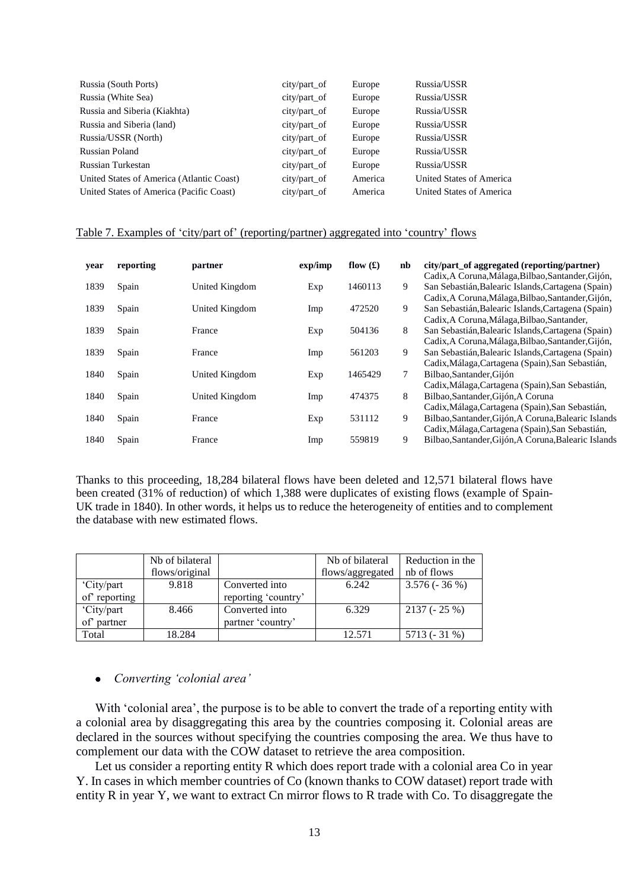| Russia (South Ports) | city/part_of | Europe | Russia/USSR |
|---|---|---|---|
| Russia (White Sea) | city/part_of | Europe | Russia/USSR |
| Russia and Siberia (Kiakhta) | city/part_of | Europe | Russia/USSR |
| Russia and Siberia (land) | city/part_of | Europe | Russia/USSR |
| Russia/USSR (North) | city/part_of | Europe | Russia/USSR |
| Russian Poland | city/part_of | Europe | Russia/USSR |
| Russian Turkestan | city/part_of | Europe | Russia/USSR |
| United States of America (Atlantic Coast) | city/part_of | America | United States of America |
| United States of America (Pacific Coast) | city/part_of | America | United States of America |

Table 7. Examples of 'city/part of' (reporting/partner) aggregated into 'country' flows

| year | reporting | partner | exp/imp | flow (£) | nb | city/part_of aggregated (reporting/partner) |
|---|---|---|---|---|---|---|
| 1839 | Spain | United Kingdom | Exp | 1460113 | 9 | Cadix,A Coruna,Málaga,Bilbao,Santander,Gijón, San Sebastián,Balearic Islands,Cartagena (Spain) |
| 1839 | Spain | United Kingdom | Imp | 472520 | 9 | Cadix,A Coruna,Málaga,Bilbao,Santander,Gijón, San Sebastián,Balearic Islands,Cartagena (Spain) |
| 1839 | Spain | France | Exp | 504136 | 8 | Cadix,A Coruna,Málaga,Bilbao,Santander, San Sebastián,Balearic Islands,Cartagena (Spain) |
| 1839 | Spain | France | Imp | 561203 | 9 | Cadix,A Coruna,Málaga,Bilbao,Santander,Gijón, San Sebastián,Balearic Islands,Cartagena (Spain) |
| 1840 | Spain | United Kingdom | Exp | 1465429 | 7 | Cadix,Málaga,Cartagena (Spain),San Sebastián, Bilbao,Santander,Gijón |
| 1840 | Spain | United Kingdom | Imp | 474375 | 8 | Cadix,Málaga,Cartagena (Spain),San Sebastián, Bilbao,Santander,Gijón,A Coruna |
| 1840 | Spain | France | Exp | 531112 | 9 | Cadix,Málaga,Cartagena (Spain),San Sebastián, Bilbao,Santander,Gijón,A Coruna,Balearic Islands |
| 1840 | Spain | France | Imp | 559819 | 9 | Cadix,Málaga,Cartagena (Spain),San Sebastián, Bilbao,Santander,Gijón,A Coruna,Balearic Islands |

Thanks to this proceeding, 18,284 bilateral flows have been deleted and 12,571 bilateral flows have been created (31% of reduction) of which 1,388 were duplicates of existing flows (example of Spain-UK trade in 1840). In other words, it helps us to reduce the heterogeneity of entities and to complement the database with new estimated flows.

| | Nb of bilateral flows/original | | Nb of bilateral flows/aggregated | Reduction in the nb of flows |
|---|---|---|---|---|
| 'City/part of' reporting | 9.818 | Converted into reporting 'country' | 6.242 | 3.576 (- 36 %) |
| 'City/part of' partner | 8.466 | Converted into partner 'country' | 6.329 | 2137 (- 25 %) |
| Total | 18.284 | | 12.571 | 5713 (- 31 %) |

- *Converting 'colonial area'*

With 'colonial area', the purpose is to be able to convert the trade of a reporting entity with a colonial area by disaggregating this area by the countries composing it. Colonial areas are declared in the sources without specifying the countries composing the area. We thus have to complement our data with the COW dataset to retrieve the area composition.

Let us consider a reporting entity R which does report trade with a colonial area Co in year Y. In cases in which member countries of Co (known thanks to COW dataset) report trade with entity R in year Y, we want to extract Cn mirror flows to R trade with Co. To disaggregate the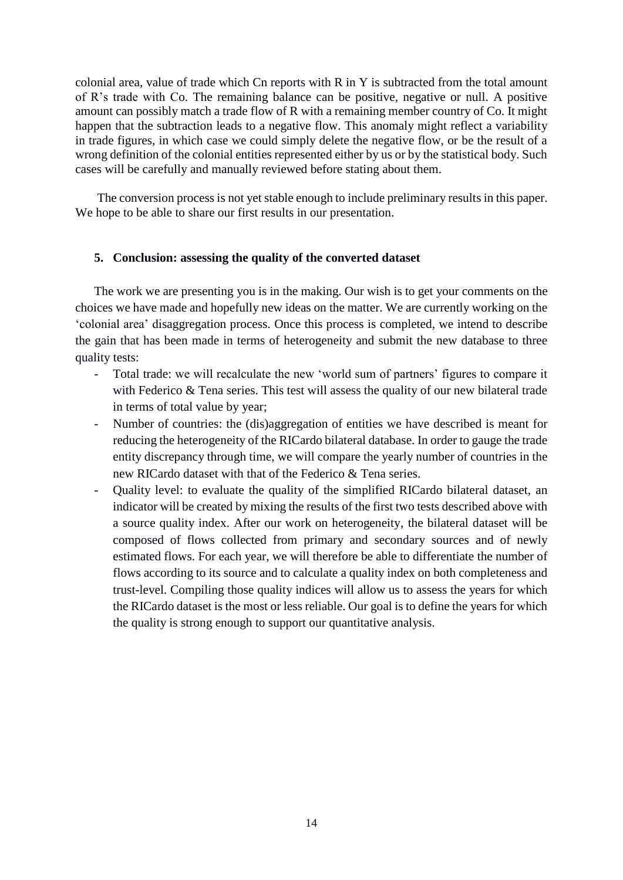colonial area, value of trade which Cn reports with R in Y is subtracted from the total amount of R's trade with Co. The remaining balance can be positive, negative or null. A positive amount can possibly match a trade flow of R with a remaining member country of Co. It might happen that the subtraction leads to a negative flow. This anomaly might reflect a variability in trade figures, in which case we could simply delete the negative flow, or be the result of a wrong definition of the colonial entities represented either by us or by the statistical body. Such cases will be carefully and manually reviewed before stating about them.

The conversion process is not yet stable enough to include preliminary results in this paper. We hope to be able to share our first results in our presentation.

## 5. Conclusion: assessing the quality of the converted dataset

The work we are presenting you is in the making. Our wish is to get your comments on the choices we have made and hopefully new ideas on the matter. We are currently working on the 'colonial area' disaggregation process. Once this process is completed, we intend to describe the gain that has been made in terms of heterogeneity and submit the new database to three quality tests:

- Total trade: we will recalculate the new 'world sum of partners' figures to compare it with Federico & Tena series. This test will assess the quality of our new bilateral trade in terms of total value by year;
- Number of countries: the (dis)aggregation of entities we have described is meant for reducing the heterogeneity of the RICardo bilateral database. In order to gauge the trade entity discrepancy through time, we will compare the yearly number of countries in the new RICardo dataset with that of the Federico & Tena series.
- Quality level: to evaluate the quality of the simplified RICardo bilateral dataset, an indicator will be created by mixing the results of the first two tests described above with a source quality index. After our work on heterogeneity, the bilateral dataset will be composed of flows collected from primary and secondary sources and of newly estimated flows. For each year, we will therefore be able to differentiate the number of flows according to its source and to calculate a quality index on both completeness and trust-level. Compiling those quality indices will allow us to assess the years for which the RICardo dataset is the most or less reliable. Our goal is to define the years for which the quality is strong enough to support our quantitative analysis.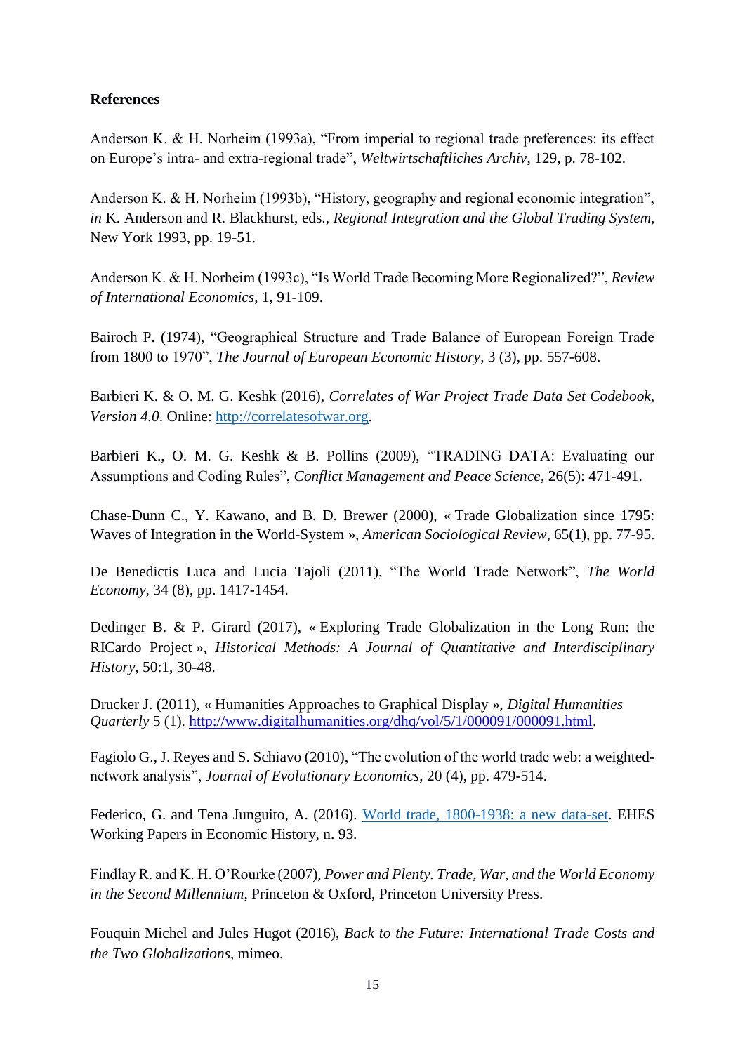**References**

Anderson K. & H. Norheim (1993a), "From imperial to regional trade preferences: its effect on Europe's intra- and extra-regional trade", *Weltwirtschaftliches Archiv*, 129, p. 78-102.

Anderson K. & H. Norheim (1993b), "History, geography and regional economic integration", *in* K. Anderson and R. Blackhurst, eds., *Regional Integration and the Global Trading System*, New York 1993, pp. 19-51.

Anderson K. & H. Norheim (1993c), "Is World Trade Becoming More Regionalized?", *Review of International Economics*, 1, 91-109.

Bairoch P. (1974), "Geographical Structure and Trade Balance of European Foreign Trade from 1800 to 1970", *The Journal of European Economic History*, 3 (3), pp. 557-608.

Barbieri K. & O. M. G. Keshk (2016), *Correlates of War Project Trade Data Set Codebook, Version 4.0*. Online: [http://correlatesofwar.org](http://correlatesofwar.org).

Barbieri K., O. M. G. Keshk & B. Pollins (2009), "TRADING DATA: Evaluating our Assumptions and Coding Rules", *Conflict Management and Peace Science*, 26(5): 471-491.

Chase-Dunn C., Y. Kawano, and B. D. Brewer (2000), « Trade Globalization since 1795: Waves of Integration in the World-System », *American Sociological Review*, 65(1), pp. 77-95.

De Benedictis Luca and Lucia Tajoli (2011), "The World Trade Network", *The World Economy*, 34 (8), pp. 1417-1454.

Dedinger B. & P. Girard (2017), « Exploring Trade Globalization in the Long Run: the RICardo Project », *Historical Methods: A Journal of Quantitative and Interdisciplinary History*, 50:1, 30-48.

Drucker J. (2011), « Humanities Approaches to Graphical Display », *Digital Humanities Quarterly* 5 (1). [http://www.digitalhumanities.org/dhq/vol/5/1/000091/000091.html](http://www.digitalhumanities.org/dhq/vol/5/1/000091/000091.html).

Fagiolo G., J. Reyes and S. Schiavo (2010), "The evolution of the world trade web: a weighted-network analysis", *Journal of Evolutionary Economics*, 20 (4), pp. 479-514.

Federico, G. and Tena Junguito, A. (2016). World trade, 1800-1938: a new data-set. EHES Working Papers in Economic History, n. 93.

Findlay R. and K. H. O'Rourke (2007), *Power and Plenty. Trade, War, and the World Economy in the Second Millennium*, Princeton & Oxford, Princeton University Press.

Fouquin Michel and Jules Hugot (2016), *Back to the Future: International Trade Costs and the Two Globalizations*, mimeo.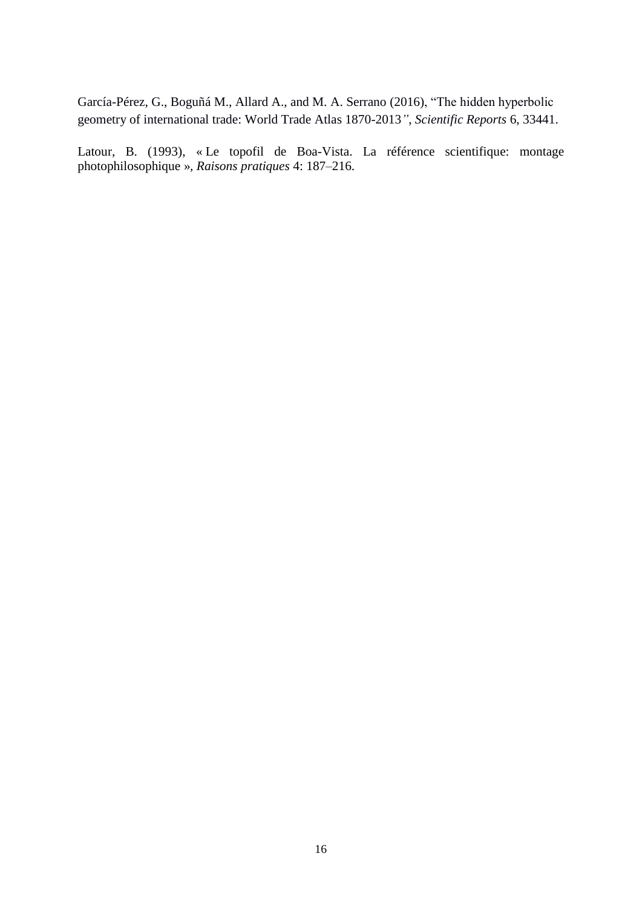García-Pérez, G., Boguñá M., Allard A., and M. A. Serrano (2016), "The hidden hyperbolic geometry of international trade: World Trade Atlas 1870-2013*"*, *Scientific Reports* 6, 33441.

Latour, B. (1993), « Le topofil de Boa-Vista. La référence scientifique: montage photophilosophique », *Raisons pratiques* 4: 187–216.